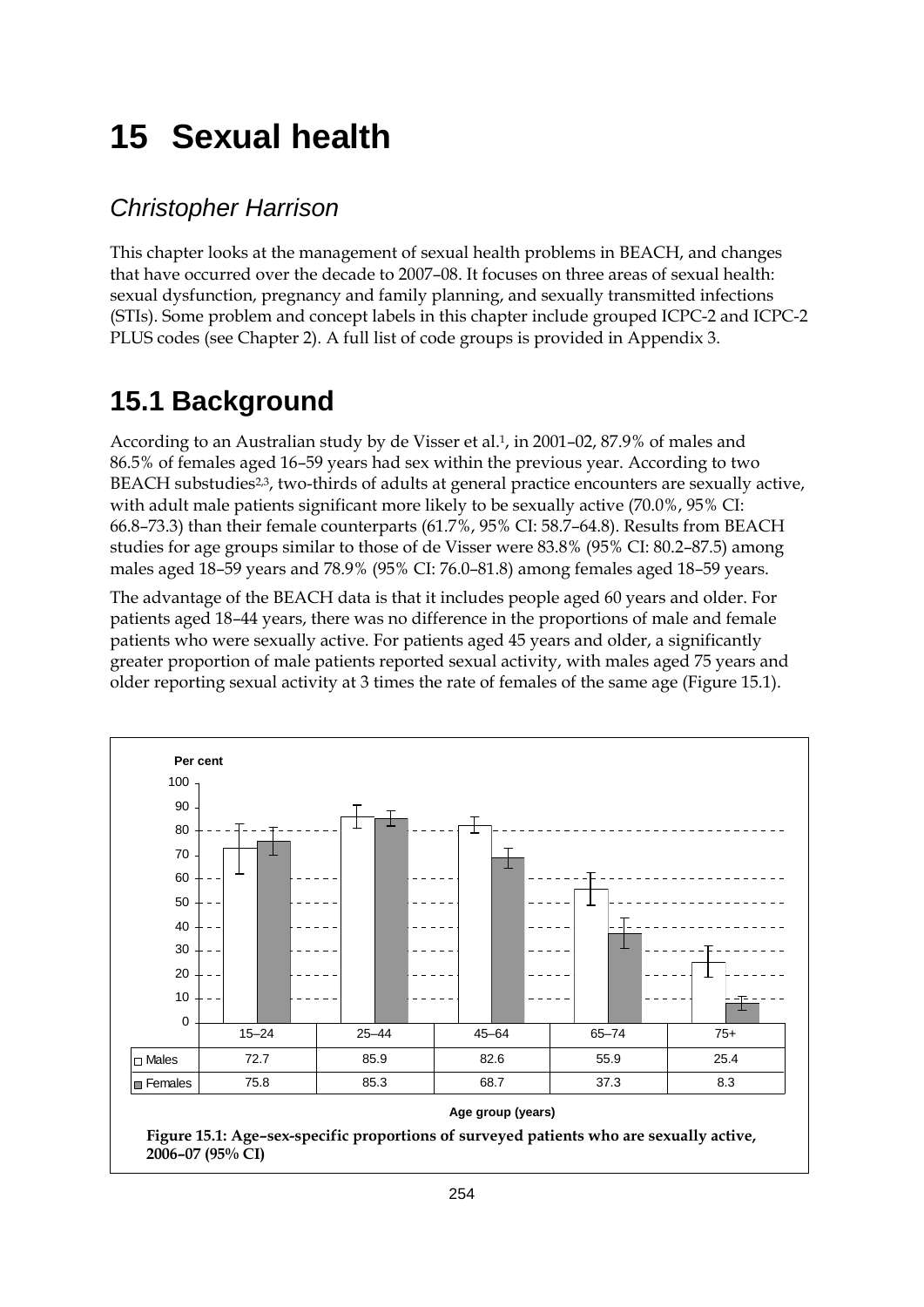# 15 Sexual health

## *Christopher Harrison*

This chapter looks at the management of sexual health problems in BEACH, and changes that have occurred over the decade to 2007–08. It focuses on three areas of sexual health: sexual dysfunction, pregnancy and family planning, and sexually transmitted infections (STIs). Some problem and concept labels in this chapter include grouped ICPC-2 and ICPC-2 PLUS codes (see Chapter 2). A full list of code groups is provided in Appendix 3.

## 15.1 Background

According to an Australian study by de Visser et al.[1], in 2001–02, 87.9% of males and 86.5% of females aged 16–59 years had sex within the previous year. According to two BEACH substudies[2,3], two-thirds of adults at general practice encounters are sexually active, with adult male patients significant more likely to be sexually active (70.0%, 95% CI: 66.8–73.3) than their female counterparts (61.7%, 95% CI: 58.7–64.8). Results from BEACH studies for age groups similar to those of de Visser were 83.8% (95% CI: 80.2–87.5) among males aged 18–59 years and 78.9% (95% CI: 76.0–81.8) among females aged 18–59 years.

The advantage of the BEACH data is that it includes people aged 60 years and older. For patients aged 18–44 years, there was no difference in the proportions of male and female patients who were sexually active. For patients aged 45 years and older, a significantly greater proportion of male patients reported sexual activity, with males aged 75 years and older reporting sexual activity at 3 times the rate of females of the same age (Figure 15.1).

| | 15–24 | 25–44 | 45–64 | 65–74 | 75+ |
|---|---|---|---|---|---|
| Males | 72.7 | 85.9 | 82.6 | 55.9 | 25.4 |
| Females | 75.8 | 85.3 | 68.7 | 37.3 | 8.3 |

Age group (years)

**Figure 15.1: Age–sex-specific proportions of surveyed patients who are sexually active, 2006–07 (95% CI)**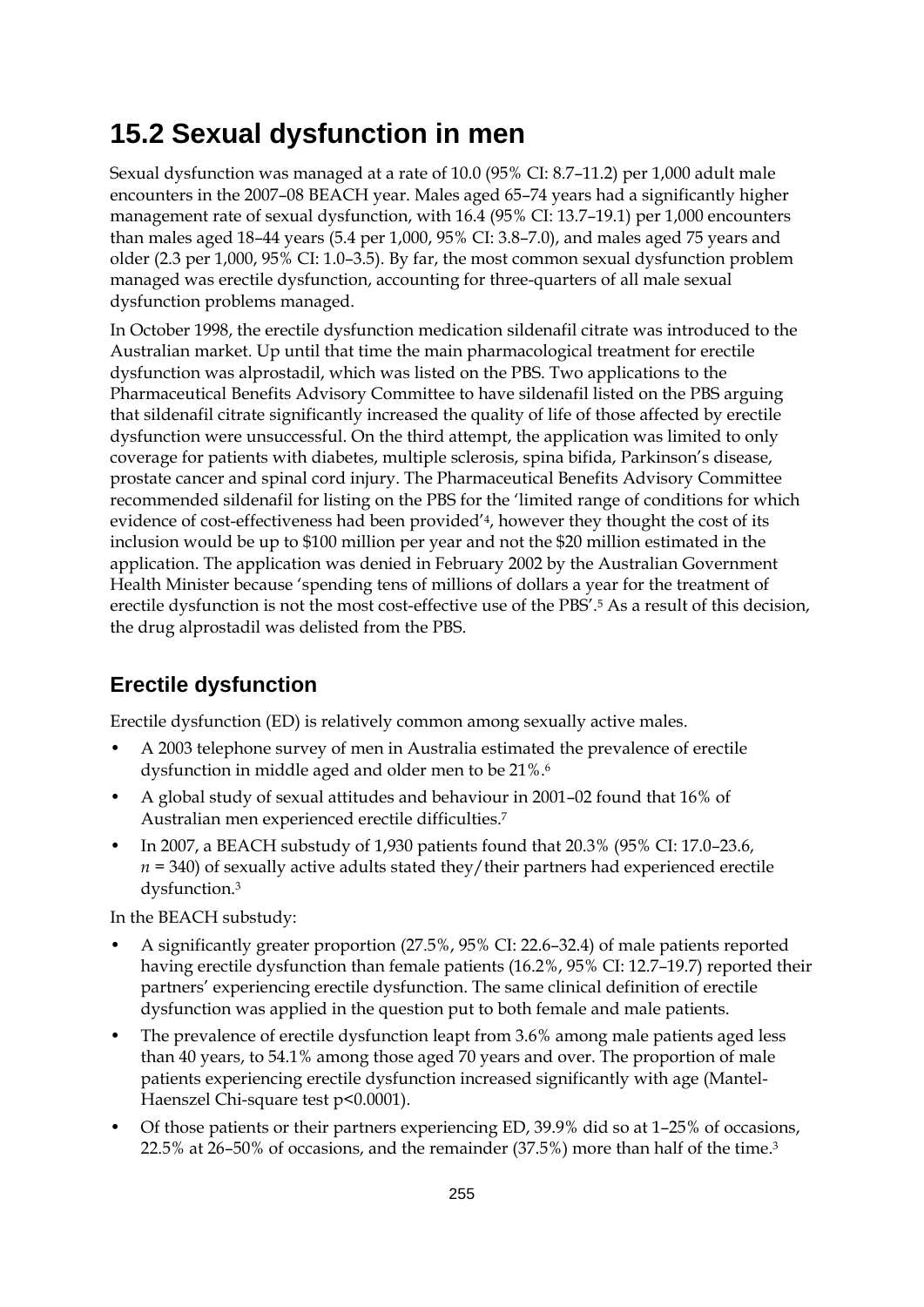# 15.2 Sexual dysfunction in men

Sexual dysfunction was managed at a rate of 10.0 (95% CI: 8.7–11.2) per 1,000 adult male encounters in the 2007–08 BEACH year. Males aged 65–74 years had a significantly higher management rate of sexual dysfunction, with 16.4 (95% CI: 13.7–19.1) per 1,000 encounters than males aged 18–44 years (5.4 per 1,000, 95% CI: 3.8–7.0), and males aged 75 years and older (2.3 per 1,000, 95% CI: 1.0–3.5). By far, the most common sexual dysfunction problem managed was erectile dysfunction, accounting for three-quarters of all male sexual dysfunction problems managed.

In October 1998, the erectile dysfunction medication sildenafil citrate was introduced to the Australian market. Up until that time the main pharmacological treatment for erectile dysfunction was alprostadil, which was listed on the PBS. Two applications to the Pharmaceutical Benefits Advisory Committee to have sildenafil listed on the PBS arguing that sildenafil citrate significantly increased the quality of life of those affected by erectile dysfunction were unsuccessful. On the third attempt, the application was limited to only coverage for patients with diabetes, multiple sclerosis, spina bifida, Parkinson's disease, prostate cancer and spinal cord injury. The Pharmaceutical Benefits Advisory Committee recommended sildenafil for listing on the PBS for the 'limited range of conditions for which evidence of cost-effectiveness had been provided'[4], however they thought the cost of its inclusion would be up to $100 million per year and not the $20 million estimated in the application. The application was denied in February 2002 by the Australian Government Health Minister because 'spending tens of millions of dollars a year for the treatment of erectile dysfunction is not the most cost-effective use of the PBS'.[5] As a result of this decision, the drug alprostadil was delisted from the PBS.

## Erectile dysfunction

Erectile dysfunction (ED) is relatively common among sexually active males.

- A 2003 telephone survey of men in Australia estimated the prevalence of erectile dysfunction in middle aged and older men to be 21%.[6]
- A global study of sexual attitudes and behaviour in 2001–02 found that 16% of Australian men experienced erectile difficulties.[7]
- In 2007, a BEACH substudy of 1,930 patients found that 20.3% (95% CI: 17.0–23.6, $n$ = 340) of sexually active adults stated they/their partners had experienced erectile dysfunction.[3]

In the BEACH substudy:

- A significantly greater proportion (27.5%, 95% CI: 22.6–32.4) of male patients reported having erectile dysfunction than female patients (16.2%, 95% CI: 12.7–19.7) reported their partners' experiencing erectile dysfunction. The same clinical definition of erectile dysfunction was applied in the question put to both female and male patients.
- The prevalence of erectile dysfunction leapt from 3.6% among male patients aged less than 40 years, to 54.1% among those aged 70 years and over. The proportion of male patients experiencing erectile dysfunction increased significantly with age (Mantel-Haenszel Chi-square test $p<0.0001$).
- Of those patients or their partners experiencing ED, 39.9% did so at 1–25% of occasions, 22.5% at 26–50% of occasions, and the remainder (37.5%) more than half of the time.[3]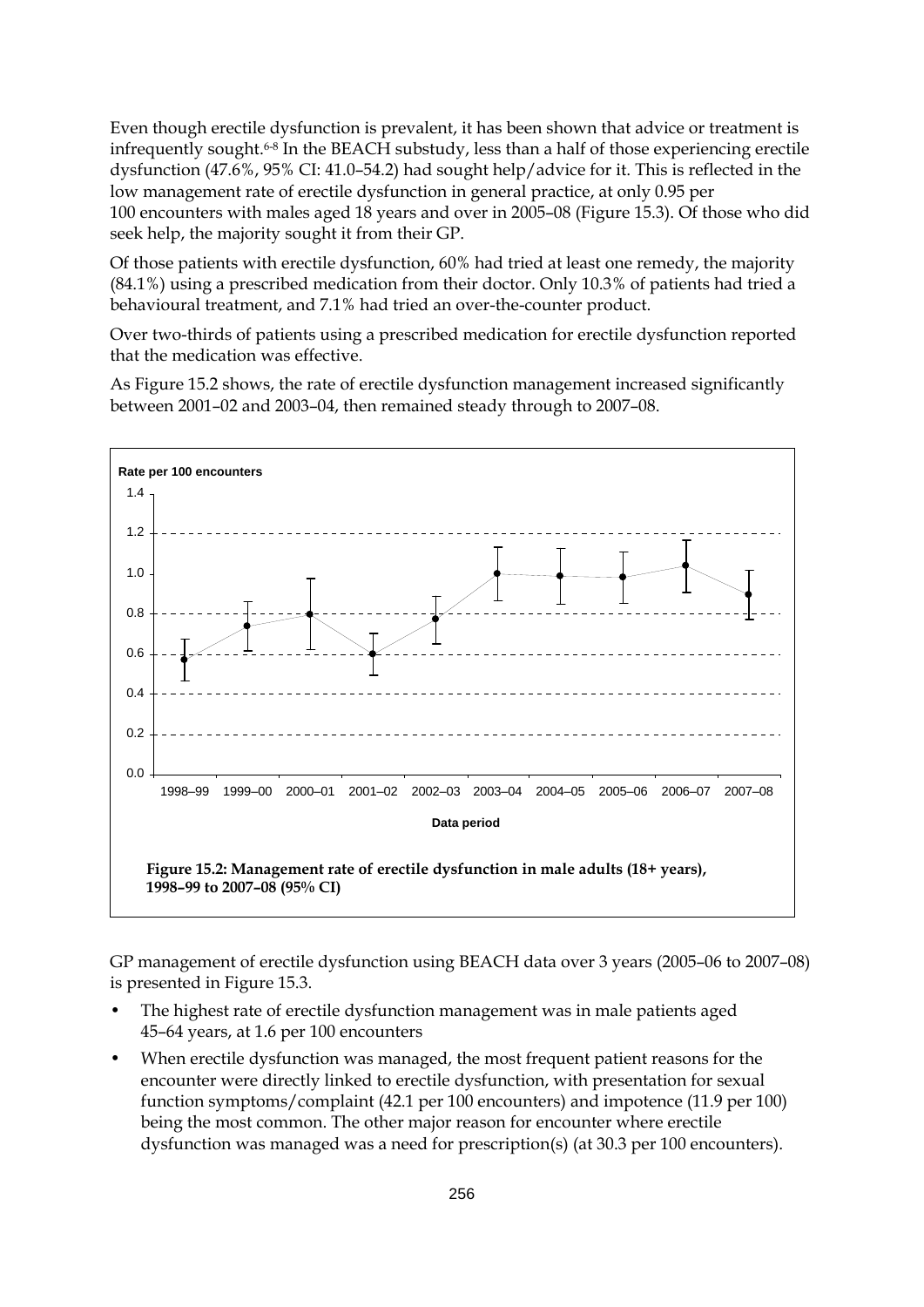Even though erectile dysfunction is prevalent, it has been shown that advice or treatment is infrequently sought.[6-8] In the BEACH substudy, less than a half of those experiencing erectile dysfunction (47.6%, 95% CI: 41.0–54.2) had sought help/advice for it. This is reflected in the low management rate of erectile dysfunction in general practice, at only 0.95 per 100 encounters with males aged 18 years and over in 2005–08 (Figure 15.3). Of those who did seek help, the majority sought it from their GP.

Of those patients with erectile dysfunction, 60% had tried at least one remedy, the majority (84.1%) using a prescribed medication from their doctor. Only 10.3% of patients had tried a behavioural treatment, and 7.1% had tried an over-the-counter product.

Over two-thirds of patients using a prescribed medication for erectile dysfunction reported that the medication was effective.

As Figure 15.2 shows, the rate of erectile dysfunction management increased significantly between 2001–02 and 2003–04, then remained steady through to 2007–08.

**Figure 15.2: Management rate of erectile dysfunction in male adults (18+ years), 1998–99 to 2007–08 (95% CI)**

GP management of erectile dysfunction using BEACH data over 3 years (2005–06 to 2007–08) is presented in Figure 15.3.

- The highest rate of erectile dysfunction management was in male patients aged 45–64 years, at 1.6 per 100 encounters
- When erectile dysfunction was managed, the most frequent patient reasons for the encounter were directly linked to erectile dysfunction, with presentation for sexual function symptoms/complaint (42.1 per 100 encounters) and impotence (11.9 per 100) being the most common. The other major reason for encounter where erectile dysfunction was managed was a need for prescription(s) (at 30.3 per 100 encounters).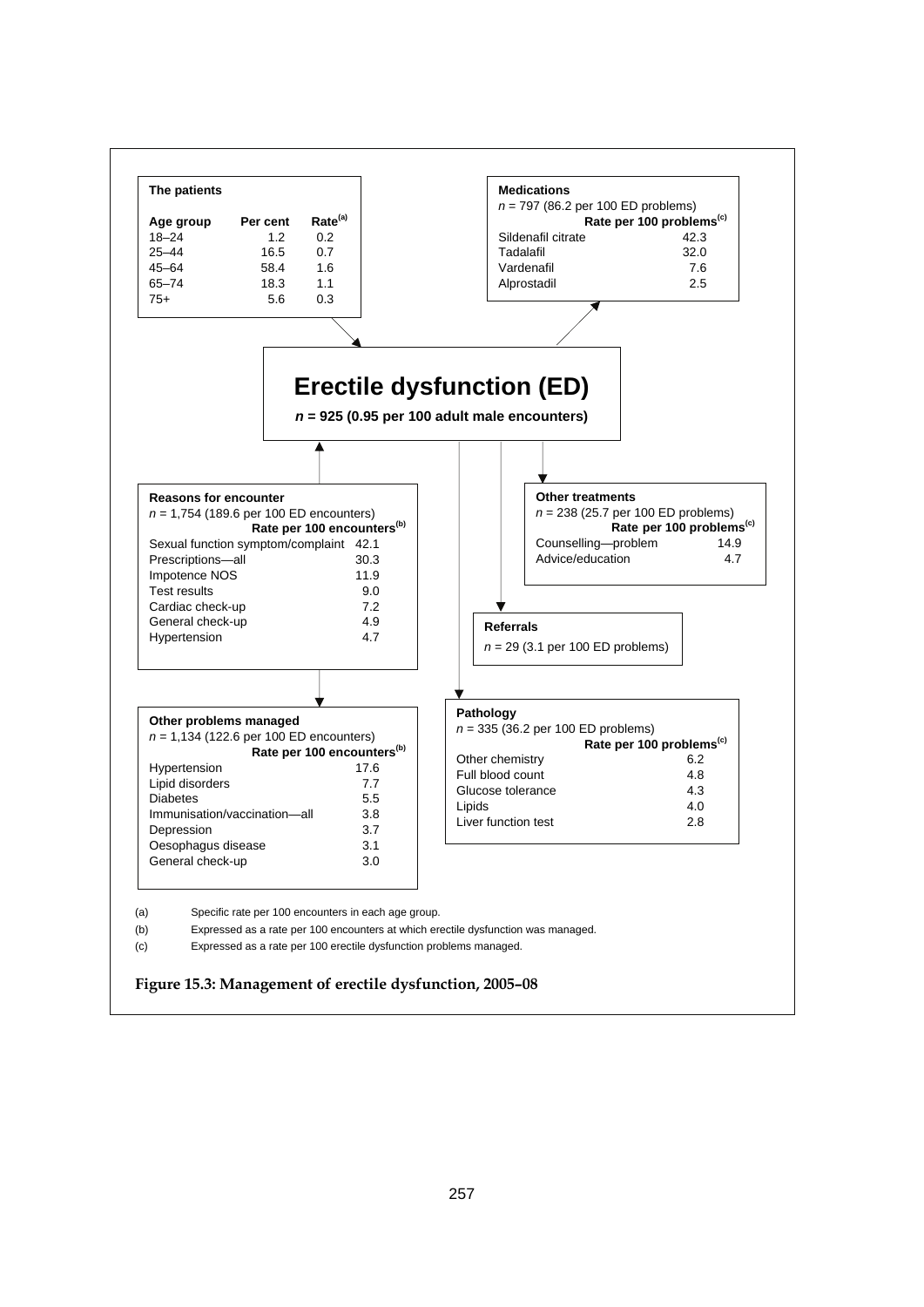**The patients**

| Age group | Per cent | Rate[(a)] |
|---|---|---|
| 18–24 | 1.2 | 0.2 |
| 25–44 | 16.5 | 0.7 |
| 45–64 | 58.4 | 1.6 |
| 65–74 | 18.3 | 1.1 |
| 75+ | 5.6 | 0.3 |

**Medications**

*n* = 797 (86.2 per 100 ED problems)

| | Rate per 100 problems[(c)] |
|---|---|
| Sildenafil citrate | 42.3 |
| Tadalafil | 32.0 |
| Vardenafil | 7.6 |
| Alprostadil | 2.5 |

# Erectile dysfunction (ED)

***n* = 925 (0.95 per 100 adult male encounters)**

**Reasons for encounter**

*n* = 1,754 (189.6 per 100 ED encounters)

| | Rate per 100 encounters[(b)] |
|---|---|
| Sexual function symptom/complaint | 42.1 |
| Prescriptions—all | 30.3 |
| Impotence NOS | 11.9 |
| Test results | 9.0 |
| Cardiac check-up | 7.2 |
| General check-up | 4.9 |
| Hypertension | 4.7 |

**Other treatments**

*n* = 238 (25.7 per 100 ED problems)

| | Rate per 100 problems[(c)] |
|---|---|
| Counselling—problem | 14.9 |
| Advice/education | 4.7 |

**Referrals**

*n* = 29 (3.1 per 100 ED problems)

**Other problems managed**

*n* = 1,134 (122.6 per 100 ED encounters)

| | Rate per 100 encounters[(b)] |
|---|---|
| Hypertension | 17.6 |
| Lipid disorders | 7.7 |
| Diabetes | 5.5 |
| Immunisation/vaccination—all | 3.8 |
| Depression | 3.7 |
| Oesophagus disease | 3.1 |
| General check-up | 3.0 |

**Pathology**

*n* = 335 (36.2 per 100 ED problems)

| | Rate per 100 problems[(c)] |
|---|---|
| Other chemistry | 6.2 |
| Full blood count | 4.8 |
| Glucose tolerance | 4.3 |
| Lipids | 4.0 |
| Liver function test | 2.8 |

(a) Specific rate per 100 encounters in each age group.

(b) Expressed as a rate per 100 encounters at which erectile dysfunction was managed.

(c) Expressed as a rate per 100 erectile dysfunction problems managed.

**Figure 15.3: Management of erectile dysfunction, 2005–08**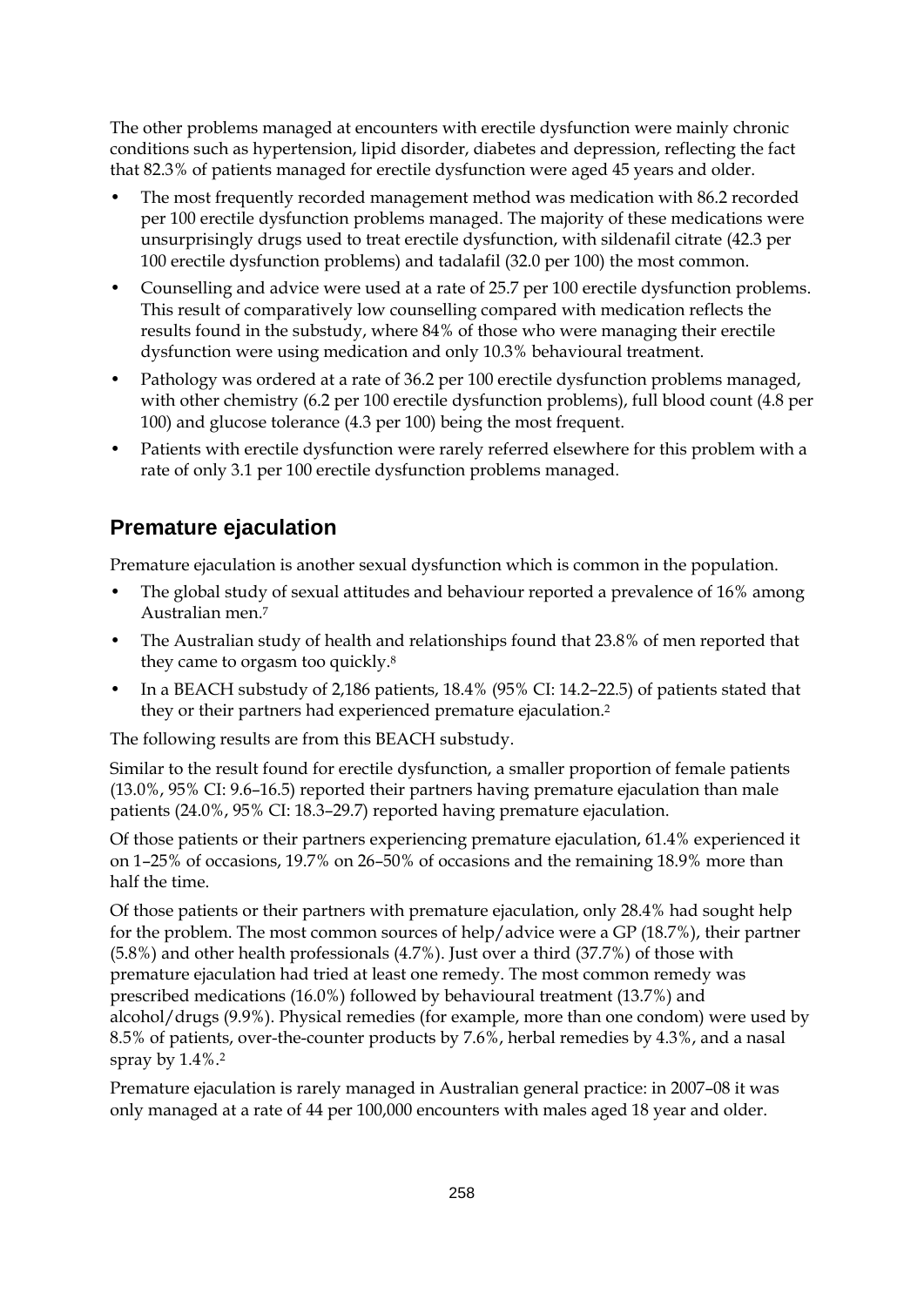The other problems managed at encounters with erectile dysfunction were mainly chronic conditions such as hypertension, lipid disorder, diabetes and depression, reflecting the fact that 82.3% of patients managed for erectile dysfunction were aged 45 years and older.

- The most frequently recorded management method was medication with 86.2 recorded per 100 erectile dysfunction problems managed. The majority of these medications were unsurprisingly drugs used to treat erectile dysfunction, with sildenafil citrate (42.3 per 100 erectile dysfunction problems) and tadalafil (32.0 per 100) the most common.
- Counselling and advice were used at a rate of 25.7 per 100 erectile dysfunction problems. This result of comparatively low counselling compared with medication reflects the results found in the substudy, where 84% of those who were managing their erectile dysfunction were using medication and only 10.3% behavioural treatment.
- Pathology was ordered at a rate of 36.2 per 100 erectile dysfunction problems managed, with other chemistry (6.2 per 100 erectile dysfunction problems), full blood count (4.8 per 100) and glucose tolerance (4.3 per 100) being the most frequent.
- Patients with erectile dysfunction were rarely referred elsewhere for this problem with a rate of only 3.1 per 100 erectile dysfunction problems managed.

## Premature ejaculation

Premature ejaculation is another sexual dysfunction which is common in the population.

- The global study of sexual attitudes and behaviour reported a prevalence of 16% among Australian men.[7]
- The Australian study of health and relationships found that 23.8% of men reported that they came to orgasm too quickly.[8]
- In a BEACH substudy of 2,186 patients, 18.4% (95% CI: 14.2–22.5) of patients stated that they or their partners had experienced premature ejaculation.[2]

The following results are from this BEACH substudy.

Similar to the result found for erectile dysfunction, a smaller proportion of female patients (13.0%, 95% CI: 9.6–16.5) reported their partners having premature ejaculation than male patients (24.0%, 95% CI: 18.3–29.7) reported having premature ejaculation.

Of those patients or their partners experiencing premature ejaculation, 61.4% experienced it on 1–25% of occasions, 19.7% on 26–50% of occasions and the remaining 18.9% more than half the time.

Of those patients or their partners with premature ejaculation, only 28.4% had sought help for the problem. The most common sources of help/advice were a GP (18.7%), their partner (5.8%) and other health professionals (4.7%). Just over a third (37.7%) of those with premature ejaculation had tried at least one remedy. The most common remedy was prescribed medications (16.0%) followed by behavioural treatment (13.7%) and alcohol/drugs (9.9%). Physical remedies (for example, more than one condom) were used by 8.5% of patients, over-the-counter products by 7.6%, herbal remedies by 4.3%, and a nasal spray by 1.4%.[2]

Premature ejaculation is rarely managed in Australian general practice: in 2007–08 it was only managed at a rate of 44 per 100,000 encounters with males aged 18 year and older.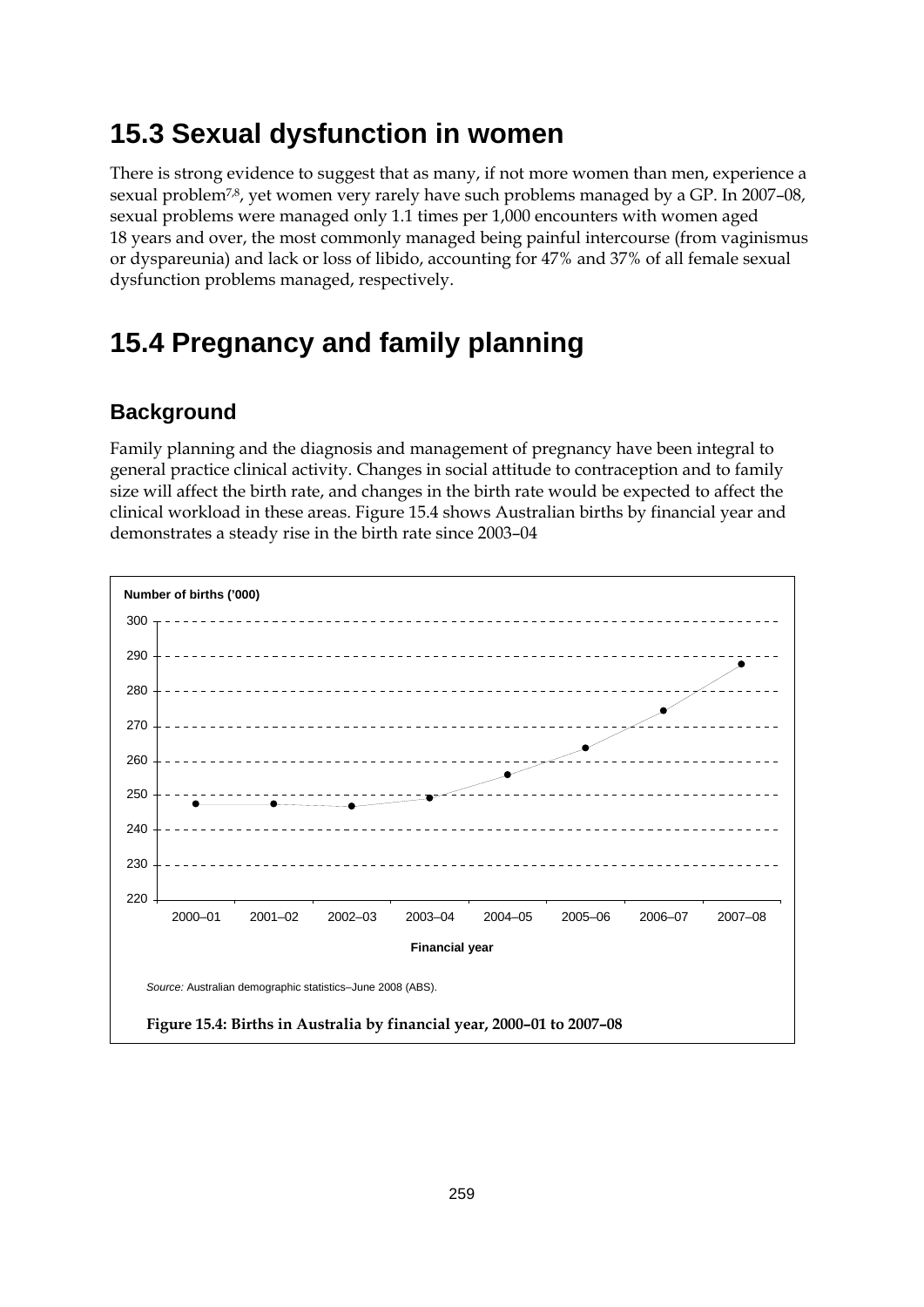## 15.3 Sexual dysfunction in women

There is strong evidence to suggest that as many, if not more women than men, experience a sexual problem[7,8], yet women very rarely have such problems managed by a GP. In 2007–08, sexual problems were managed only 1.1 times per 1,000 encounters with women aged 18 years and over, the most commonly managed being painful intercourse (from vaginismus or dyspareunia) and lack or loss of libido, accounting for 47% and 37% of all female sexual dysfunction problems managed, respectively.

## 15.4 Pregnancy and family planning

### Background

Family planning and the diagnosis and management of pregnancy have been integral to general practice clinical activity. Changes in social attitude to contraception and to family size will affect the birth rate, and changes in the birth rate would be expected to affect the clinical workload in these areas. Figure 15.4 shows Australian births by financial year and demonstrates a steady rise in the birth rate since 2003–04

*Source:* Australian demographic statistics–June 2008 (ABS).

**Figure 15.4: Births in Australia by financial year, 2000–01 to 2007–08**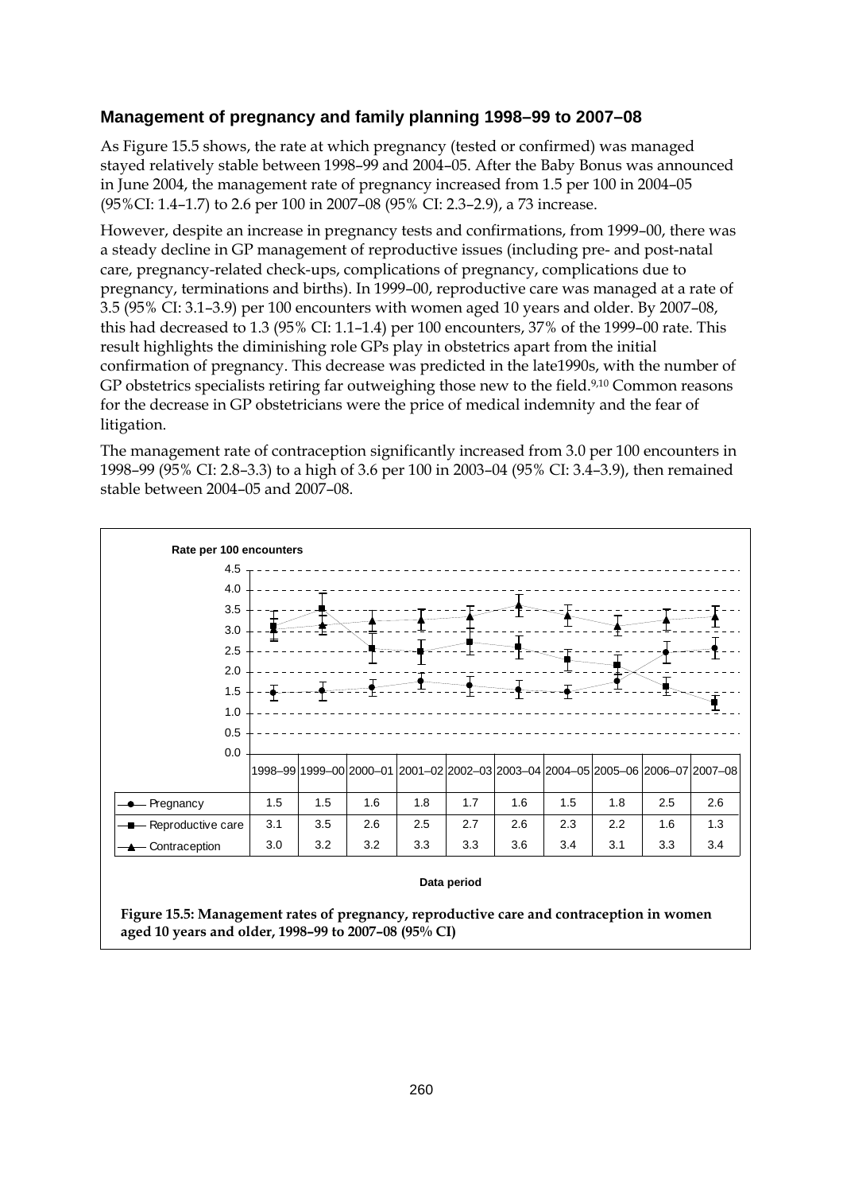### Management of pregnancy and family planning 1998–99 to 2007–08

As Figure 15.5 shows, the rate at which pregnancy (tested or confirmed) was managed stayed relatively stable between 1998–99 and 2004–05. After the Baby Bonus was announced in June 2004, the management rate of pregnancy increased from 1.5 per 100 in 2004–05 (95%CI: 1.4–1.7) to 2.6 per 100 in 2007–08 (95% CI: 2.3–2.9), a 73 increase.

However, despite an increase in pregnancy tests and confirmations, from 1999–00, there was a steady decline in GP management of reproductive issues (including pre- and post-natal care, pregnancy-related check-ups, complications of pregnancy, complications due to pregnancy, terminations and births). In 1999–00, reproductive care was managed at a rate of 3.5 (95% CI: 3.1–3.9) per 100 encounters with women aged 10 years and older. By 2007–08, this had decreased to 1.3 (95% CI: 1.1–1.4) per 100 encounters, 37% of the 1999–00 rate. This result highlights the diminishing role GPs play in obstetrics apart from the initial confirmation of pregnancy. This decrease was predicted in the late1990s, with the number of GP obstetrics specialists retiring far outweighing those new to the field.[9,10] Common reasons for the decrease in GP obstetricians were the price of medical indemnity and the fear of litigation.

The management rate of contraception significantly increased from 3.0 per 100 encounters in 1998–99 (95% CI: 2.8–3.3) to a high of 3.6 per 100 in 2003–04 (95% CI: 3.4–3.9), then remained stable between 2004–05 and 2007–08.

Rate per 100 encounters

| | 1998–99 | 1999–00 | 2000–01 | 2001–02 | 2002–03 | 2003–04 | 2004–05 | 2005–06 | 2006–07 | 2007–08 |
|---|---|---|---|---|---|---|---|---|---|---|
| Pregnancy | 1.5 | 1.5 | 1.6 | 1.8 | 1.7 | 1.6 | 1.5 | 1.8 | 2.5 | 2.6 |
| Reproductive care | 3.1 | 3.5 | 2.6 | 2.5 | 2.7 | 2.6 | 2.3 | 2.2 | 1.6 | 1.3 |
| Contraception | 3.0 | 3.2 | 3.2 | 3.3 | 3.3 | 3.6 | 3.4 | 3.1 | 3.3 | 3.4 |

Data period

**Figure 15.5: Management rates of pregnancy, reproductive care and contraception in women aged 10 years and older, 1998–99 to 2007–08 (95% CI)**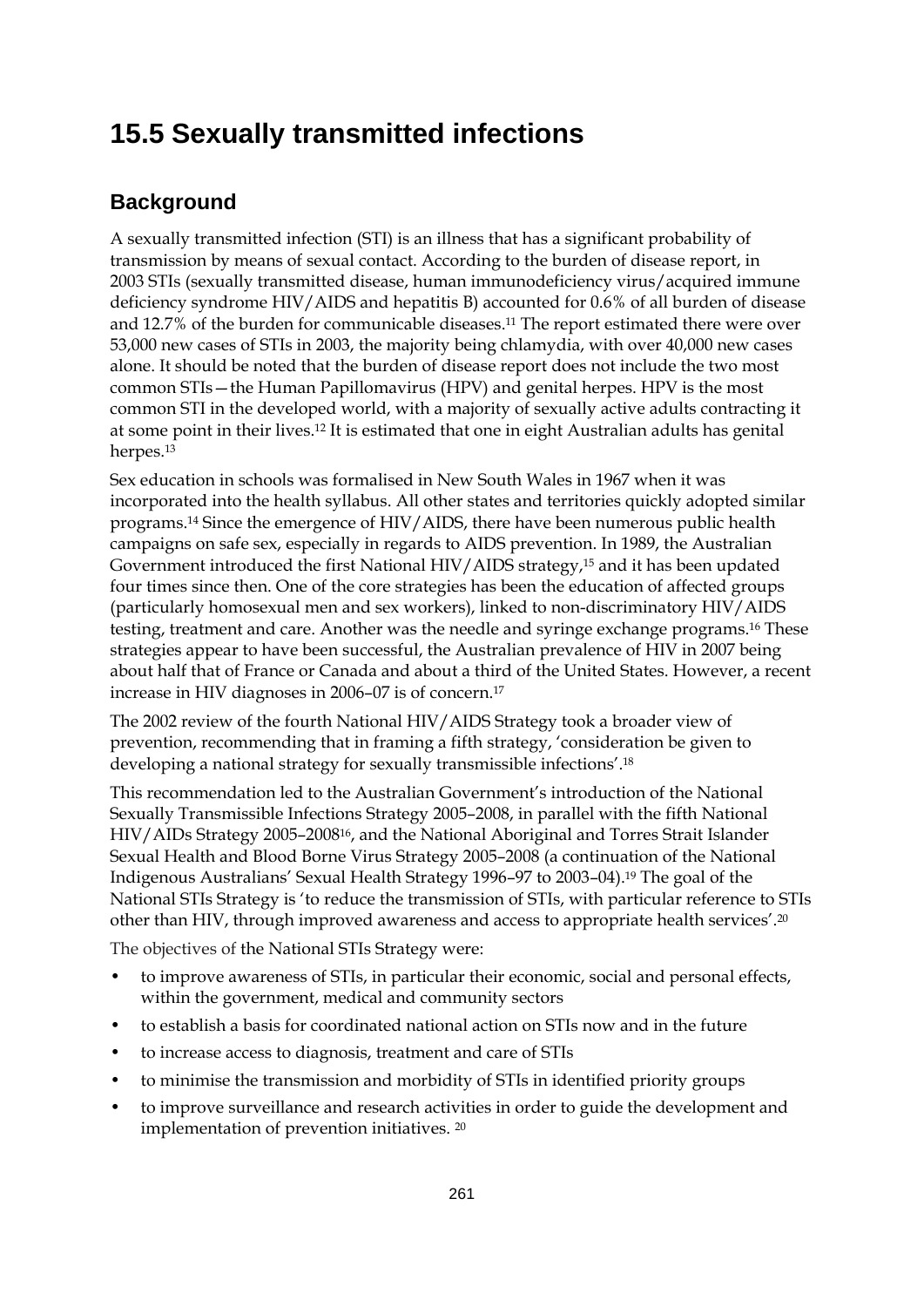# 15.5 Sexually transmitted infections

## Background

A sexually transmitted infection (STI) is an illness that has a significant probability of transmission by means of sexual contact. According to the burden of disease report, in 2003 STIs (sexually transmitted disease, human immunodeficiency virus/acquired immune deficiency syndrome HIV/AIDS and hepatitis B) accounted for 0.6% of all burden of disease and 12.7% of the burden for communicable diseases.[11] The report estimated there were over 53,000 new cases of STIs in 2003, the majority being chlamydia, with over 40,000 new cases alone. It should be noted that the burden of disease report does not include the two most common STIs—the Human Papillomavirus (HPV) and genital herpes. HPV is the most common STI in the developed world, with a majority of sexually active adults contracting it at some point in their lives.[12] It is estimated that one in eight Australian adults has genital herpes.[13]

Sex education in schools was formalised in New South Wales in 1967 when it was incorporated into the health syllabus. All other states and territories quickly adopted similar programs.[14] Since the emergence of HIV/AIDS, there have been numerous public health campaigns on safe sex, especially in regards to AIDS prevention. In 1989, the Australian Government introduced the first National HIV/AIDS strategy,[15] and it has been updated four times since then. One of the core strategies has been the education of affected groups (particularly homosexual men and sex workers), linked to non-discriminatory HIV/AIDS testing, treatment and care. Another was the needle and syringe exchange programs.[16] These strategies appear to have been successful, the Australian prevalence of HIV in 2007 being about half that of France or Canada and about a third of the United States. However, a recent increase in HIV diagnoses in 2006–07 is of concern.[17]

The 2002 review of the fourth National HIV/AIDS Strategy took a broader view of prevention, recommending that in framing a fifth strategy, 'consideration be given to developing a national strategy for sexually transmissible infections'.[18]

This recommendation led to the Australian Government's introduction of the National Sexually Transmissible Infections Strategy 2005–2008, in parallel with the fifth National HIV/AIDs Strategy 2005–2008[16], and the National Aboriginal and Torres Strait Islander Sexual Health and Blood Borne Virus Strategy 2005–2008 (a continuation of the National Indigenous Australians' Sexual Health Strategy 1996–97 to 2003–04).[19] The goal of the National STIs Strategy is 'to reduce the transmission of STIs, with particular reference to STIs other than HIV, through improved awareness and access to appropriate health services'.[20]

The objectives of the National STIs Strategy were:

- to improve awareness of STIs, in particular their economic, social and personal effects, within the government, medical and community sectors
- to establish a basis for coordinated national action on STIs now and in the future
- to increase access to diagnosis, treatment and care of STIs
- to minimise the transmission and morbidity of STIs in identified priority groups
- to improve surveillance and research activities in order to guide the development and implementation of prevention initiatives. [20]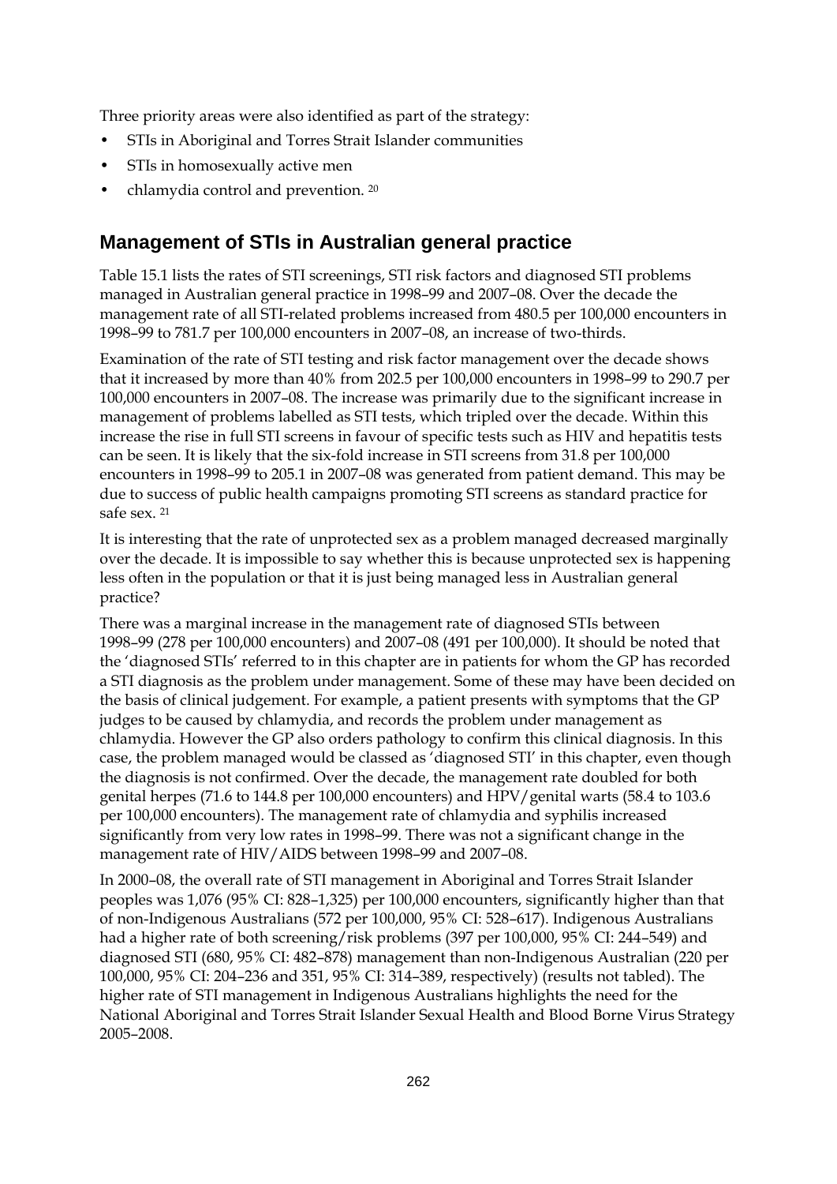Three priority areas were also identified as part of the strategy:

- STIs in Aboriginal and Torres Strait Islander communities
- STIs in homosexually active men
- chlamydia control and prevention. [20]

## Management of STIs in Australian general practice

Table 15.1 lists the rates of STI screenings, STI risk factors and diagnosed STI problems managed in Australian general practice in 1998–99 and 2007–08. Over the decade the management rate of all STI-related problems increased from 480.5 per 100,000 encounters in 1998–99 to 781.7 per 100,000 encounters in 2007–08, an increase of two-thirds.

Examination of the rate of STI testing and risk factor management over the decade shows that it increased by more than 40% from 202.5 per 100,000 encounters in 1998–99 to 290.7 per 100,000 encounters in 2007–08. The increase was primarily due to the significant increase in management of problems labelled as STI tests, which tripled over the decade. Within this increase the rise in full STI screens in favour of specific tests such as HIV and hepatitis tests can be seen. It is likely that the six-fold increase in STI screens from 31.8 per 100,000 encounters in 1998–99 to 205.1 in 2007–08 was generated from patient demand. This may be due to success of public health campaigns promoting STI screens as standard practice for safe sex. [21]

It is interesting that the rate of unprotected sex as a problem managed decreased marginally over the decade. It is impossible to say whether this is because unprotected sex is happening less often in the population or that it is just being managed less in Australian general practice?

There was a marginal increase in the management rate of diagnosed STIs between 1998–99 (278 per 100,000 encounters) and 2007–08 (491 per 100,000). It should be noted that the 'diagnosed STIs' referred to in this chapter are in patients for whom the GP has recorded a STI diagnosis as the problem under management. Some of these may have been decided on the basis of clinical judgement. For example, a patient presents with symptoms that the GP judges to be caused by chlamydia, and records the problem under management as chlamydia. However the GP also orders pathology to confirm this clinical diagnosis. In this case, the problem managed would be classed as 'diagnosed STI' in this chapter, even though the diagnosis is not confirmed. Over the decade, the management rate doubled for both genital herpes (71.6 to 144.8 per 100,000 encounters) and HPV/genital warts (58.4 to 103.6 per 100,000 encounters). The management rate of chlamydia and syphilis increased significantly from very low rates in 1998–99. There was not a significant change in the management rate of HIV/AIDS between 1998–99 and 2007–08.

In 2000–08, the overall rate of STI management in Aboriginal and Torres Strait Islander peoples was 1,076 (95% CI: 828–1,325) per 100,000 encounters, significantly higher than that of non-Indigenous Australians (572 per 100,000, 95% CI: 528–617). Indigenous Australians had a higher rate of both screening/risk problems (397 per 100,000, 95% CI: 244–549) and diagnosed STI (680, 95% CI: 482–878) management than non-Indigenous Australian (220 per 100,000, 95% CI: 204–236 and 351, 95% CI: 314–389, respectively) (results not tabled). The higher rate of STI management in Indigenous Australians highlights the need for the National Aboriginal and Torres Strait Islander Sexual Health and Blood Borne Virus Strategy 2005–2008.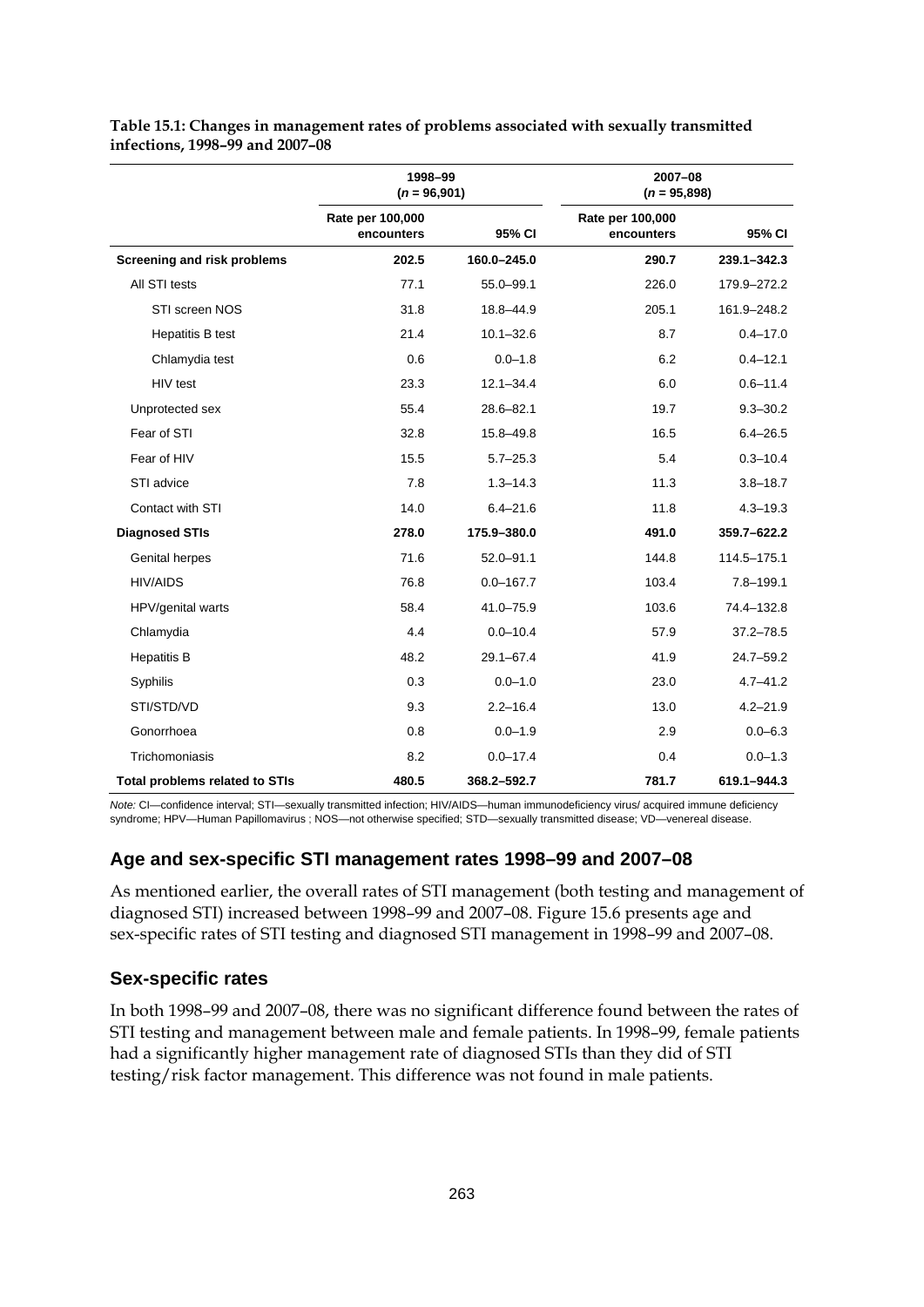**Table 15.1: Changes in management rates of problems associated with sexually transmitted infections, 1998–99 and 2007–08**

| | 1998–99 (*n* = 96,901) | | 2007–08 (*n* = 95,898) | |
|---|---|---|---|---|
| | Rate per 100,000 encounters | 95% CI | Rate per 100,000 encounters | 95% CI |
| **Screening and risk problems** | **202.5** | **160.0–245.0** | **290.7** | **239.1–342.3** |
| All STI tests | 77.1 | 55.0–99.1 | 226.0 | 179.9–272.2 |
| STI screen NOS | 31.8 | 18.8–44.9 | 205.1 | 161.9–248.2 |
| Hepatitis B test | 21.4 | 10.1–32.6 | 8.7 | 0.4–17.0 |
| Chlamydia test | 0.6 | 0.0–1.8 | 6.2 | 0.4–12.1 |
| HIV test | 23.3 | 12.1–34.4 | 6.0 | 0.6–11.4 |
| Unprotected sex | 55.4 | 28.6–82.1 | 19.7 | 9.3–30.2 |
| Fear of STI | 32.8 | 15.8–49.8 | 16.5 | 6.4–26.5 |
| Fear of HIV | 15.5 | 5.7–25.3 | 5.4 | 0.3–10.4 |
| STI advice | 7.8 | 1.3–14.3 | 11.3 | 3.8–18.7 |
| Contact with STI | 14.0 | 6.4–21.6 | 11.8 | 4.3–19.3 |
| **Diagnosed STIs** | **278.0** | **175.9–380.0** | **491.0** | **359.7–622.2** |
| Genital herpes | 71.6 | 52.0–91.1 | 144.8 | 114.5–175.1 |
| HIV/AIDS | 76.8 | 0.0–167.7 | 103.4 | 7.8–199.1 |
| HPV/genital warts | 58.4 | 41.0–75.9 | 103.6 | 74.4–132.8 |
| Chlamydia | 4.4 | 0.0–10.4 | 57.9 | 37.2–78.5 |
| Hepatitis B | 48.2 | 29.1–67.4 | 41.9 | 24.7–59.2 |
| Syphilis | 0.3 | 0.0–1.0 | 23.0 | 4.7–41.2 |
| STI/STD/VD | 9.3 | 2.2–16.4 | 13.0 | 4.2–21.9 |
| Gonorrhoea | 0.8 | 0.0–1.9 | 2.9 | 0.0–6.3 |
| Trichomoniasis | 8.2 | 0.0–17.4 | 0.4 | 0.0–1.3 |
| **Total problems related to STIs** | **480.5** | **368.2–592.7** | **781.7** | **619.1–944.3** |

*Note:* CI—confidence interval; STI—sexually transmitted infection; HIV/AIDS—human immunodeficiency virus/ acquired immune deficiency syndrome; HPV—Human Papillomavirus ; NOS—not otherwise specified; STD—sexually transmitted disease; VD—venereal disease.

## Age and sex-specific STI management rates 1998–99 and 2007–08

As mentioned earlier, the overall rates of STI management (both testing and management of diagnosed STI) increased between 1998–99 and 2007–08. Figure 15.6 presents age and sex-specific rates of STI testing and diagnosed STI management in 1998–99 and 2007–08.

## Sex-specific rates

In both 1998–99 and 2007–08, there was no significant difference found between the rates of STI testing and management between male and female patients. In 1998–99, female patients had a significantly higher management rate of diagnosed STIs than they did of STI testing/risk factor management. This difference was not found in male patients.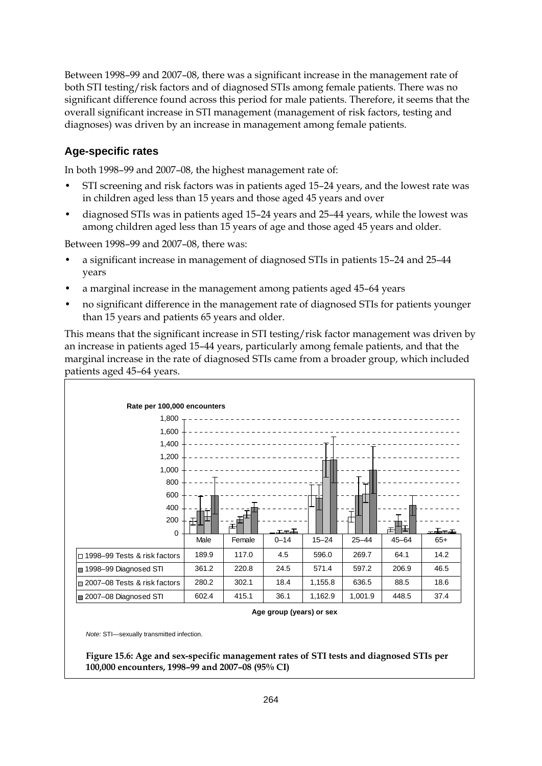Between 1998–99 and 2007–08, there was a significant increase in the management rate of both STI testing/risk factors and of diagnosed STIs among female patients. There was no significant difference found across this period for male patients. Therefore, it seems that the overall significant increase in STI management (management of risk factors, testing and diagnoses) was driven by an increase in management among female patients.

## Age-specific rates

In both 1998–99 and 2007–08, the highest management rate of:

- STI screening and risk factors was in patients aged 15–24 years, and the lowest rate was in children aged less than 15 years and those aged 45 years and over
- diagnosed STIs was in patients aged 15–24 years and 25–44 years, while the lowest was among children aged less than 15 years of age and those aged 45 years and older.

Between 1998–99 and 2007–08, there was:

- a significant increase in management of diagnosed STIs in patients 15–24 and 25–44 years
- a marginal increase in the management among patients aged 45–64 years
- no significant difference in the management rate of diagnosed STIs for patients younger than 15 years and patients 65 years and older.

This means that the significant increase in STI testing/risk factor management was driven by an increase in patients aged 15–44 years, particularly among female patients, and that the marginal increase in the rate of diagnosed STIs came from a broader group, which included patients aged 45–64 years.

Rate per 100,000 encounters

| | Male | Female | 0–14 | 15–24 | 25–44 | 45–64 | 65+ |
|---|---|---|---|---|---|---|---|
| 1998–99 Tests & risk factors | 189.9 | 117.0 | 4.5 | 596.0 | 269.7 | 64.1 | 14.2 |
| 1998–99 Diagnosed STI | 361.2 | 220.8 | 24.5 | 571.4 | 597.2 | 206.9 | 46.5 |
| 2007–08 Tests & risk factors | 280.2 | 302.1 | 18.4 | 1,155.8 | 636.5 | 88.5 | 18.6 |
| 2007–08 Diagnosed STI | 602.4 | 415.1 | 36.1 | 1,162.9 | 1,001.9 | 448.5 | 37.4 |

Age group (years) or sex

*Note:* STI—sexually transmitted infection.

**Figure 15.6: Age and sex-specific management rates of STI tests and diagnosed STIs per 100,000 encounters, 1998–99 and 2007–08 (95% CI)**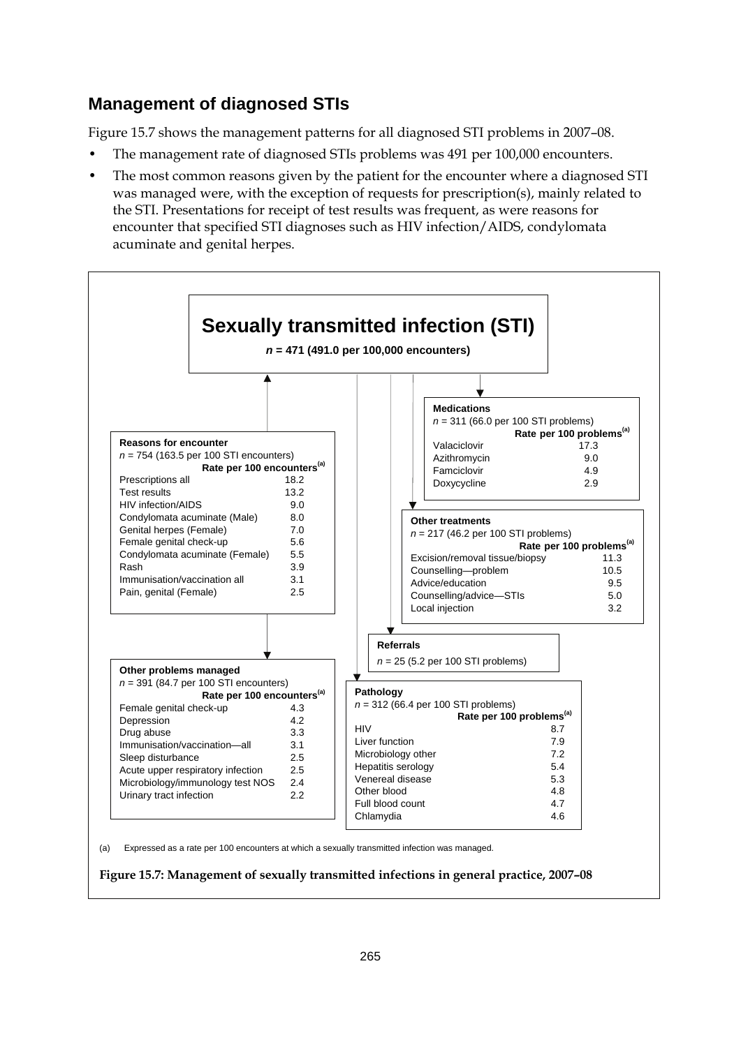## Management of diagnosed STIs

Figure 15.7 shows the management patterns for all diagnosed STI problems in 2007–08.

- The management rate of diagnosed STIs problems was 491 per 100,000 encounters.
- The most common reasons given by the patient for the encounter where a diagnosed STI was managed were, with the exception of requests for prescription(s), mainly related to the STI. Presentations for receipt of test results was frequent, as were reasons for encounter that specified STI diagnoses such as HIV infection/AIDS, condylomata acuminate and genital herpes.

**Sexually transmitted infection (STI)**

***n* = 471 (491.0 per 100,000 encounters)**

**Reasons for encounter**

*n* = 754 (163.5 per 100 STI encounters)

| | Rate per 100 encounters[(a)] |
|---|---|
| Prescriptions all | 18.2 |
| Test results | 13.2 |
| HIV infection/AIDS | 9.0 |
| Condylomata acuminate (Male) | 8.0 |
| Genital herpes (Female) | 7.0 |
| Female genital check-up | 5.6 |
| Condylomata acuminate (Female) | 5.5 |
| Rash | 3.9 |
| Immunisation/vaccination all | 3.1 |
| Pain, genital (Female) | 2.5 |

**Other problems managed**

*n* = 391 (84.7 per 100 STI encounters)

| | Rate per 100 encounters[(a)] |
|---|---|
| Female genital check-up | 4.3 |
| Depression | 4.2 |
| Drug abuse | 3.3 |
| Immunisation/vaccination—all | 3.1 |
| Sleep disturbance | 2.5 |
| Acute upper respiratory infection | 2.5 |
| Microbiology/immunology test NOS | 2.4 |
| Urinary tract infection | 2.2 |

**Medications**

*n* = 311 (66.0 per 100 STI problems)

| | Rate per 100 problems[(a)] |
|---|---|
| Valaciclovir | 17.3 |
| Azithromycin | 9.0 |
| Famciclovir | 4.9 |
| Doxycycline | 2.9 |

**Other treatments**

*n* = 217 (46.2 per 100 STI problems)

| | Rate per 100 problems[(a)] |
|---|---|
| Excision/removal tissue/biopsy | 11.3 |
| Counselling—problem | 10.5 |
| Advice/education | 9.5 |
| Counselling/advice—STIs | 5.0 |
| Local injection | 3.2 |

**Referrals**

*n* = 25 (5.2 per 100 STI problems)

**Pathology**

*n* = 312 (66.4 per 100 STI problems)

| | Rate per 100 problems[(a)] |
|---|---|
| HIV | 8.7 |
| Liver function | 7.9 |
| Microbiology other | 7.2 |
| Hepatitis serology | 5.4 |
| Venereal disease | 5.3 |
| Other blood | 4.8 |
| Full blood count | 4.7 |
| Chlamydia | 4.6 |

(a) Expressed as a rate per 100 encounters at which a sexually transmitted infection was managed.

**Figure 15.7: Management of sexually transmitted infections in general practice, 2007–08**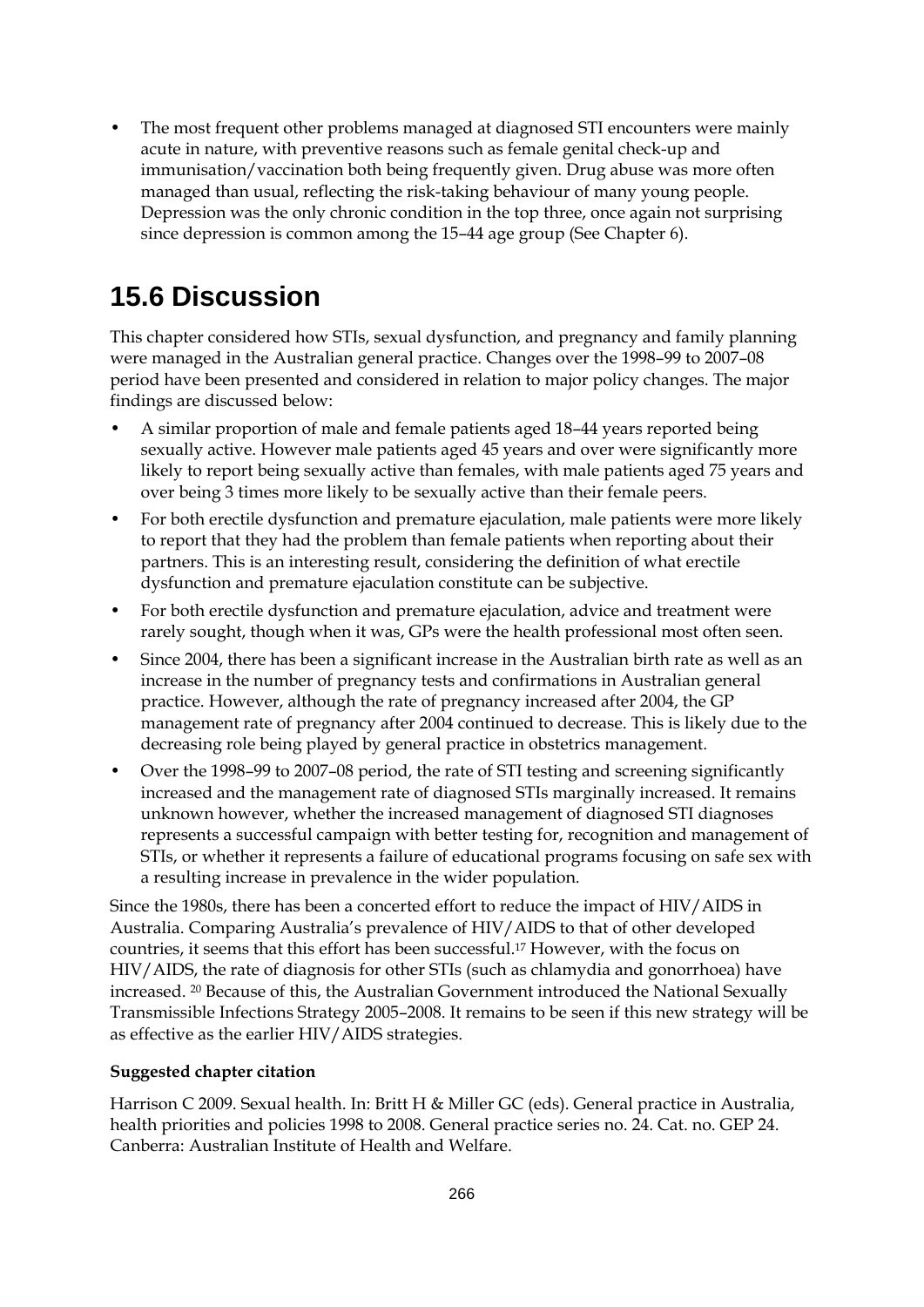- The most frequent other problems managed at diagnosed STI encounters were mainly acute in nature, with preventive reasons such as female genital check-up and immunisation/vaccination both being frequently given. Drug abuse was more often managed than usual, reflecting the risk-taking behaviour of many young people. Depression was the only chronic condition in the top three, once again not surprising since depression is common among the 15–44 age group (See Chapter 6).

## 15.6 Discussion

This chapter considered how STIs, sexual dysfunction, and pregnancy and family planning were managed in the Australian general practice. Changes over the 1998–99 to 2007–08 period have been presented and considered in relation to major policy changes. The major findings are discussed below:

- A similar proportion of male and female patients aged 18–44 years reported being sexually active. However male patients aged 45 years and over were significantly more likely to report being sexually active than females, with male patients aged 75 years and over being 3 times more likely to be sexually active than their female peers.
- For both erectile dysfunction and premature ejaculation, male patients were more likely to report that they had the problem than female patients when reporting about their partners. This is an interesting result, considering the definition of what erectile dysfunction and premature ejaculation constitute can be subjective.
- For both erectile dysfunction and premature ejaculation, advice and treatment were rarely sought, though when it was, GPs were the health professional most often seen.
- Since 2004, there has been a significant increase in the Australian birth rate as well as an increase in the number of pregnancy tests and confirmations in Australian general practice. However, although the rate of pregnancy increased after 2004, the GP management rate of pregnancy after 2004 continued to decrease. This is likely due to the decreasing role being played by general practice in obstetrics management.
- Over the 1998–99 to 2007–08 period, the rate of STI testing and screening significantly increased and the management rate of diagnosed STIs marginally increased. It remains unknown however, whether the increased management of diagnosed STI diagnoses represents a successful campaign with better testing for, recognition and management of STIs, or whether it represents a failure of educational programs focusing on safe sex with a resulting increase in prevalence in the wider population.

Since the 1980s, there has been a concerted effort to reduce the impact of HIV/AIDS in Australia. Comparing Australia's prevalence of HIV/AIDS to that of other developed countries, it seems that this effort has been successful.[17] However, with the focus on HIV/AIDS, the rate of diagnosis for other STIs (such as chlamydia and gonorrhoea) have increased. [20] Because of this, the Australian Government introduced the National Sexually Transmissible Infections Strategy 2005–2008. It remains to be seen if this new strategy will be as effective as the earlier HIV/AIDS strategies.

**Suggested chapter citation**

Harrison C 2009. Sexual health. In: Britt H & Miller GC (eds). General practice in Australia, health priorities and policies 1998 to 2008. General practice series no. 24. Cat. no. GEP 24. Canberra: Australian Institute of Health and Welfare.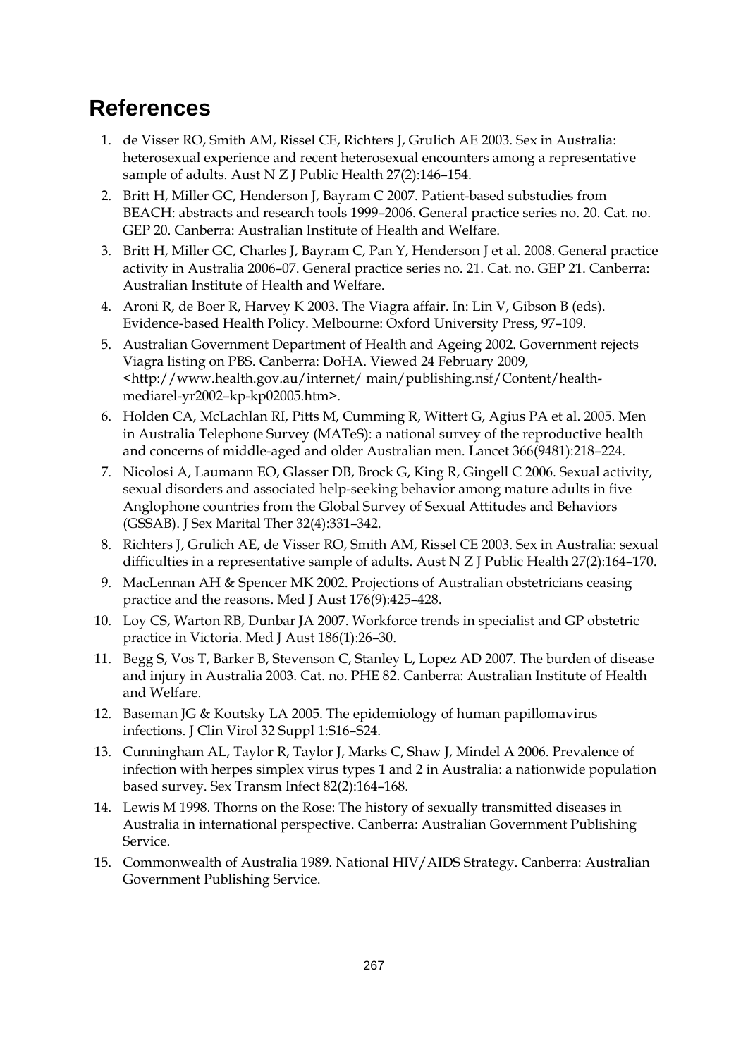## References

1. de Visser RO, Smith AM, Rissel CE, Richters J, Grulich AE 2003. Sex in Australia: heterosexual experience and recent heterosexual encounters among a representative sample of adults. Aust N Z J Public Health 27(2):146–154.
2. Britt H, Miller GC, Henderson J, Bayram C 2007. Patient-based substudies from BEACH: abstracts and research tools 1999–2006. General practice series no. 20. Cat. no. GEP 20. Canberra: Australian Institute of Health and Welfare.
3. Britt H, Miller GC, Charles J, Bayram C, Pan Y, Henderson J et al. 2008. General practice activity in Australia 2006–07. General practice series no. 21. Cat. no. GEP 21. Canberra: Australian Institute of Health and Welfare.
4. Aroni R, de Boer R, Harvey K 2003. The Viagra affair. In: Lin V, Gibson B (eds). Evidence-based Health Policy. Melbourne: Oxford University Press, 97–109.
5. Australian Government Department of Health and Ageing 2002. Government rejects Viagra listing on PBS. Canberra: DoHA. Viewed 24 February 2009, <http://www.health.gov.au/internet/ main/publishing.nsf/Content/health-mediarel-yr2002–kp-kp02005.htm>.
6. Holden CA, McLachlan RI, Pitts M, Cumming R, Wittert G, Agius PA et al. 2005. Men in Australia Telephone Survey (MATeS): a national survey of the reproductive health and concerns of middle-aged and older Australian men. Lancet 366(9481):218–224.
7. Nicolosi A, Laumann EO, Glasser DB, Brock G, King R, Gingell C 2006. Sexual activity, sexual disorders and associated help-seeking behavior among mature adults in five Anglophone countries from the Global Survey of Sexual Attitudes and Behaviors (GSSAB). J Sex Marital Ther 32(4):331–342.
8. Richters J, Grulich AE, de Visser RO, Smith AM, Rissel CE 2003. Sex in Australia: sexual difficulties in a representative sample of adults. Aust N Z J Public Health 27(2):164–170.
9. MacLennan AH & Spencer MK 2002. Projections of Australian obstetricians ceasing practice and the reasons. Med J Aust 176(9):425–428.
10. Loy CS, Warton RB, Dunbar JA 2007. Workforce trends in specialist and GP obstetric practice in Victoria. Med J Aust 186(1):26–30.
11. Begg S, Vos T, Barker B, Stevenson C, Stanley L, Lopez AD 2007. The burden of disease and injury in Australia 2003. Cat. no. PHE 82. Canberra: Australian Institute of Health and Welfare.
12. Baseman JG & Koutsky LA 2005. The epidemiology of human papillomavirus infections. J Clin Virol 32 Suppl 1:S16–S24.
13. Cunningham AL, Taylor R, Taylor J, Marks C, Shaw J, Mindel A 2006. Prevalence of infection with herpes simplex virus types 1 and 2 in Australia: a nationwide population based survey. Sex Transm Infect 82(2):164–168.
14. Lewis M 1998. Thorns on the Rose: The history of sexually transmitted diseases in Australia in international perspective. Canberra: Australian Government Publishing Service.
15. Commonwealth of Australia 1989. National HIV/AIDS Strategy. Canberra: Australian Government Publishing Service.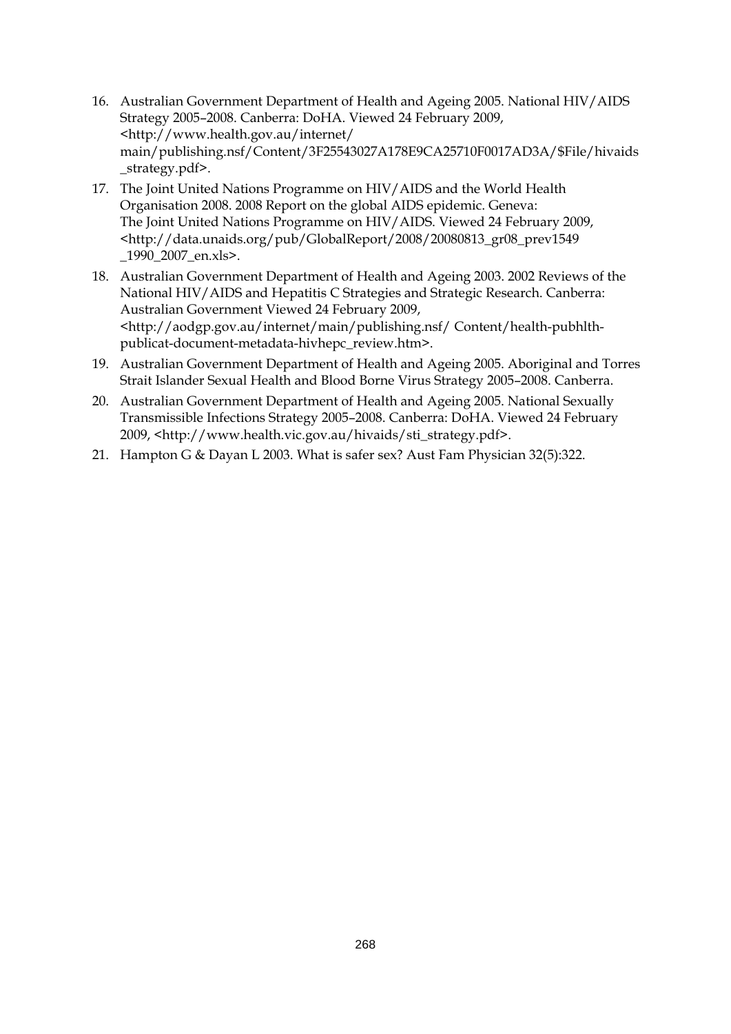16. Australian Government Department of Health and Ageing 2005. National HIV/AIDS Strategy 2005–2008. Canberra: DoHA. Viewed 24 February 2009, <http://www.health.gov.au/internet/main/publishing.nsf/Content/3F25543027A178E9CA25710F0017AD3A/$File/hivaids_strategy.pdf>.
17. The Joint United Nations Programme on HIV/AIDS and the World Health Organisation 2008. 2008 Report on the global AIDS epidemic. Geneva: The Joint United Nations Programme on HIV/AIDS. Viewed 24 February 2009, <http://data.unaids.org/pub/GlobalReport/2008/20080813_gr08_prev1549_1990_2007_en.xls>.
18. Australian Government Department of Health and Ageing 2003. 2002 Reviews of the National HIV/AIDS and Hepatitis C Strategies and Strategic Research. Canberra: Australian Government Viewed 24 February 2009, <http://aodgp.gov.au/internet/main/publishing.nsf/ Content/health-pubhlth-publicat-document-metadata-hivhepc_review.htm>.
19. Australian Government Department of Health and Ageing 2005. Aboriginal and Torres Strait Islander Sexual Health and Blood Borne Virus Strategy 2005–2008. Canberra.
20. Australian Government Department of Health and Ageing 2005. National Sexually Transmissible Infections Strategy 2005–2008. Canberra: DoHA. Viewed 24 February 2009, <http://www.health.vic.gov.au/hivaids/sti_strategy.pdf>.
21. Hampton G & Dayan L 2003. What is safer sex? Aust Fam Physician 32(5):322.